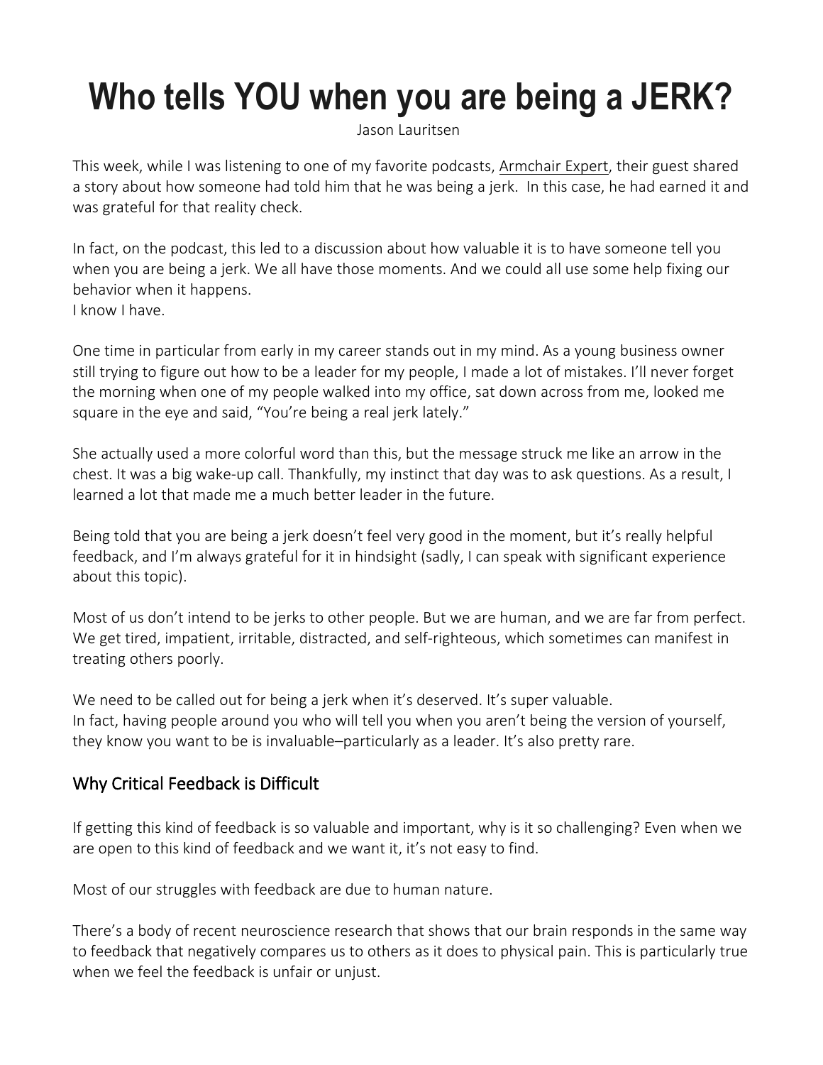# Who tells YOU when you are being a JERK?

Jason Lauritsen

This week, while I was listening to one of my favorite podcasts, Armchair Expert, their guest shared a story about how someone had told him that he was being a jerk. In this case, he had earned it and was grateful for that reality check.

In fact, on the podcast, this led to a discussion about how valuable it is to have someone tell you when you are being a jerk. We all have those moments. And we could all use some help fixing our behavior when it happens.
I know I have.

One time in particular from early in my career stands out in my mind. As a young business owner still trying to figure out how to be a leader for my people, I made a lot of mistakes. I'll never forget the morning when one of my people walked into my office, sat down across from me, looked me square in the eye and said, "You're being a real jerk lately."

She actually used a more colorful word than this, but the message struck me like an arrow in the chest. It was a big wake-up call. Thankfully, my instinct that day was to ask questions. As a result, I learned a lot that made me a much better leader in the future.

Being told that you are being a jerk doesn't feel very good in the moment, but it's really helpful feedback, and I'm always grateful for it in hindsight (sadly, I can speak with significant experience about this topic).

Most of us don't intend to be jerks to other people. But we are human, and we are far from perfect. We get tired, impatient, irritable, distracted, and self-righteous, which sometimes can manifest in treating others poorly.

We need to be called out for being a jerk when it's deserved. It's super valuable.
In fact, having people around you who will tell you when you aren't being the version of yourself, they know you want to be is invaluable–particularly as a leader. It's also pretty rare.

## Why Critical Feedback is Difficult

If getting this kind of feedback is so valuable and important, why is it so challenging? Even when we are open to this kind of feedback and we want it, it's not easy to find.

Most of our struggles with feedback are due to human nature.

There's a body of recent neuroscience research that shows that our brain responds in the same way to feedback that negatively compares us to others as it does to physical pain. This is particularly true when we feel the feedback is unfair or unjust.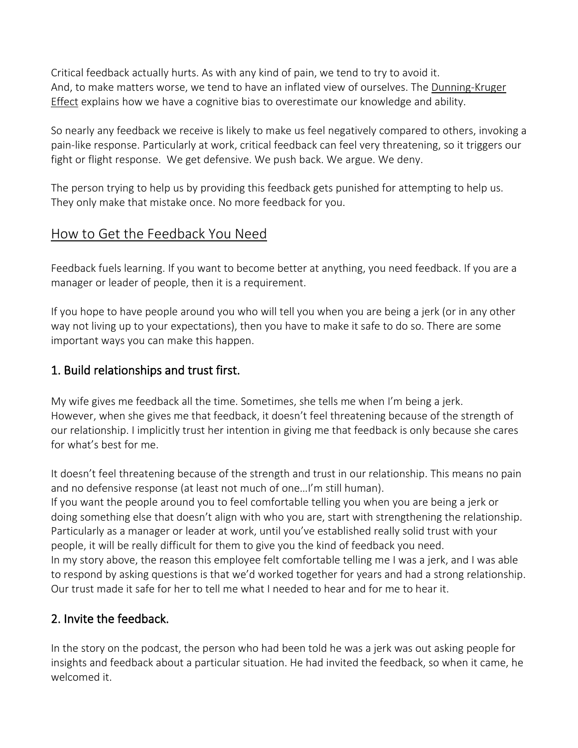Critical feedback actually hurts. As with any kind of pain, we tend to try to avoid it.
And, to make matters worse, we tend to have an inflated view of ourselves. The Dunning-Kruger Effect explains how we have a cognitive bias to overestimate our knowledge and ability.

So nearly any feedback we receive is likely to make us feel negatively compared to others, invoking a pain-like response. Particularly at work, critical feedback can feel very threatening, so it triggers our fight or flight response. We get defensive. We push back. We argue. We deny.

The person trying to help us by providing this feedback gets punished for attempting to help us. They only make that mistake once. No more feedback for you.

## How to Get the Feedback You Need

Feedback fuels learning. If you want to become better at anything, you need feedback. If you are a manager or leader of people, then it is a requirement.

If you hope to have people around you who will tell you when you are being a jerk (or in any other way not living up to your expectations), then you have to make it safe to do so. There are some important ways you can make this happen.

### 1. Build relationships and trust first.

My wife gives me feedback all the time. Sometimes, she tells me when I'm being a jerk.
However, when she gives me that feedback, it doesn't feel threatening because of the strength of our relationship. I implicitly trust her intention in giving me that feedback is only because she cares for what's best for me.

It doesn't feel threatening because of the strength and trust in our relationship. This means no pain and no defensive response (at least not much of one…I'm still human).
If you want the people around you to feel comfortable telling you when you are being a jerk or doing something else that doesn't align with who you are, start with strengthening the relationship. Particularly as a manager or leader at work, until you've established really solid trust with your people, it will be really difficult for them to give you the kind of feedback you need.
In my story above, the reason this employee felt comfortable telling me I was a jerk, and I was able to respond by asking questions is that we'd worked together for years and had a strong relationship. Our trust made it safe for her to tell me what I needed to hear and for me to hear it.

### 2. Invite the feedback.

In the story on the podcast, the person who had been told he was a jerk was out asking people for insights and feedback about a particular situation. He had invited the feedback, so when it came, he welcomed it.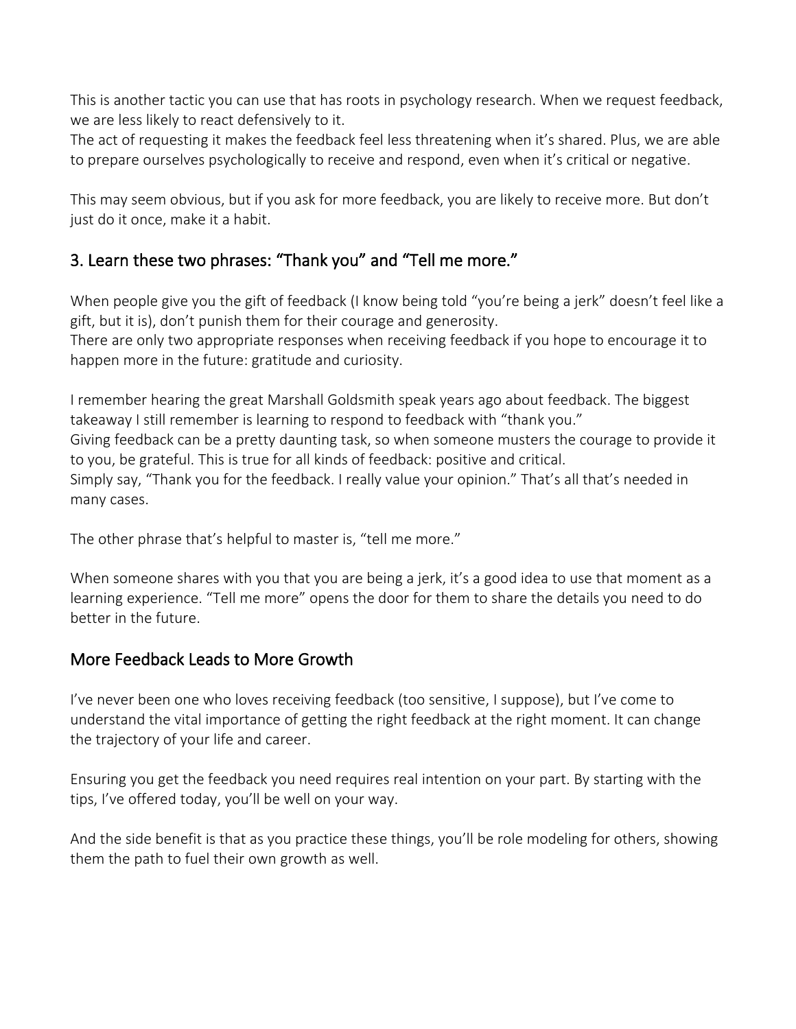This is another tactic you can use that has roots in psychology research. When we request feedback, we are less likely to react defensively to it.
The act of requesting it makes the feedback feel less threatening when it's shared. Plus, we are able to prepare ourselves psychologically to receive and respond, even when it's critical or negative.

This may seem obvious, but if you ask for more feedback, you are likely to receive more. But don't just do it once, make it a habit.

## 3. Learn these two phrases: "Thank you" and "Tell me more."

When people give you the gift of feedback (I know being told "you're being a jerk" doesn't feel like a gift, but it is), don't punish them for their courage and generosity.
There are only two appropriate responses when receiving feedback if you hope to encourage it to happen more in the future: gratitude and curiosity.

I remember hearing the great Marshall Goldsmith speak years ago about feedback. The biggest takeaway I still remember is learning to respond to feedback with "thank you."
Giving feedback can be a pretty daunting task, so when someone musters the courage to provide it to you, be grateful. This is true for all kinds of feedback: positive and critical.
Simply say, "Thank you for the feedback. I really value your opinion." That's all that's needed in many cases.

The other phrase that's helpful to master is, "tell me more."

When someone shares with you that you are being a jerk, it's a good idea to use that moment as a learning experience. "Tell me more" opens the door for them to share the details you need to do better in the future.

## More Feedback Leads to More Growth

I've never been one who loves receiving feedback (too sensitive, I suppose), but I've come to understand the vital importance of getting the right feedback at the right moment. It can change the trajectory of your life and career.

Ensuring you get the feedback you need requires real intention on your part. By starting with the tips, I've offered today, you'll be well on your way.

And the side benefit is that as you practice these things, you'll be role modeling for others, showing them the path to fuel their own growth as well.